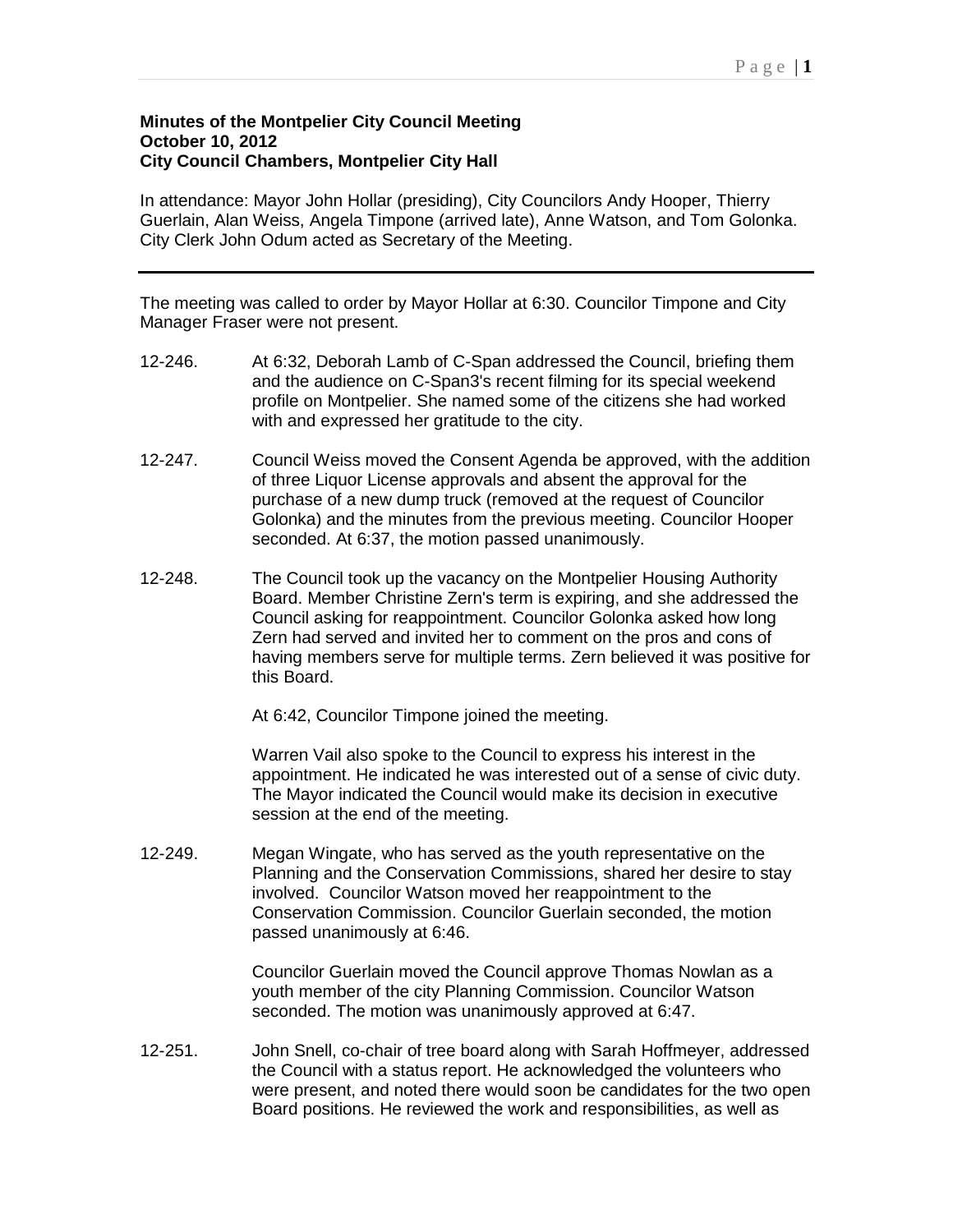**Minutes of the Montpelier City Council Meeting**
**October 10, 2012**
**City Council Chambers, Montpelier City Hall**

In attendance: Mayor John Hollar (presiding), City Councilors Andy Hooper, Thierry Guerlain, Alan Weiss, Angela Timpone (arrived late), Anne Watson, and Tom Golonka. City Clerk John Odum acted as Secretary of the Meeting.

---

The meeting was called to order by Mayor Hollar at 6:30. Councilor Timpone and City Manager Fraser were not present.

12-246. At 6:32, Deborah Lamb of C-Span addressed the Council, briefing them and the audience on C-Span3's recent filming for its special weekend profile on Montpelier. She named some of the citizens she had worked with and expressed her gratitude to the city.

12-247. Council Weiss moved the Consent Agenda be approved, with the addition of three Liquor License approvals and absent the approval for the purchase of a new dump truck (removed at the request of Councilor Golonka) and the minutes from the previous meeting. Councilor Hooper seconded. At 6:37, the motion passed unanimously.

12-248. The Council took up the vacancy on the Montpelier Housing Authority Board. Member Christine Zern's term is expiring, and she addressed the Council asking for reappointment. Councilor Golonka asked how long Zern had served and invited her to comment on the pros and cons of having members serve for multiple terms. Zern believed it was positive for this Board.

At 6:42, Councilor Timpone joined the meeting.

Warren Vail also spoke to the Council to express his interest in the appointment. He indicated he was interested out of a sense of civic duty. The Mayor indicated the Council would make its decision in executive session at the end of the meeting.

12-249. Megan Wingate, who has served as the youth representative on the Planning and the Conservation Commissions, shared her desire to stay involved. Councilor Watson moved her reappointment to the Conservation Commission. Councilor Guerlain seconded, the motion passed unanimously at 6:46.

Councilor Guerlain moved the Council approve Thomas Nowlan as a youth member of the city Planning Commission. Councilor Watson seconded. The motion was unanimously approved at 6:47.

12-251. John Snell, co-chair of tree board along with Sarah Hoffmeyer, addressed the Council with a status report. He acknowledged the volunteers who were present, and noted there would soon be candidates for the two open Board positions. He reviewed the work and responsibilities, as well as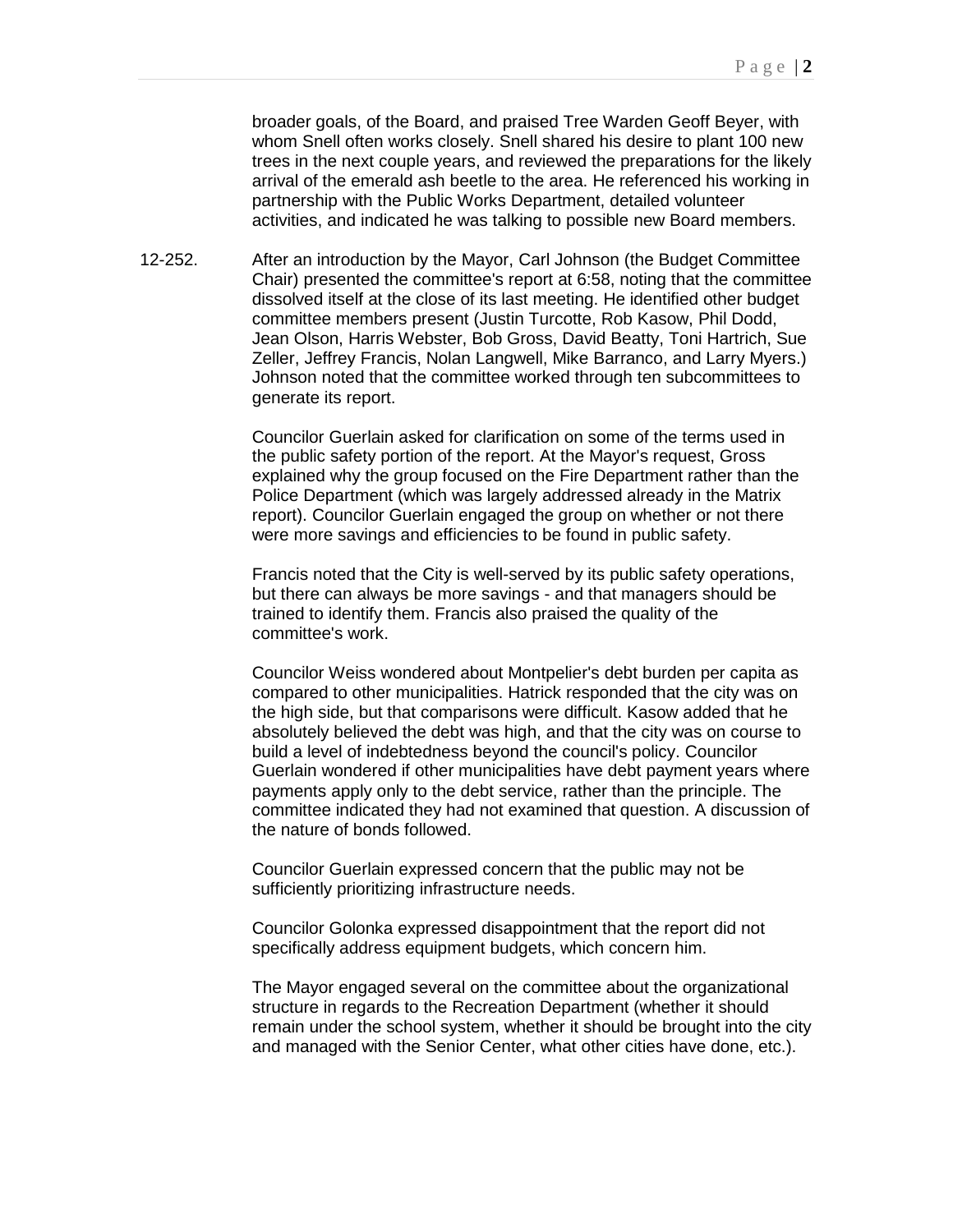broader goals, of the Board, and praised Tree Warden Geoff Beyer, with whom Snell often works closely. Snell shared his desire to plant 100 new trees in the next couple years, and reviewed the preparations for the likely arrival of the emerald ash beetle to the area. He referenced his working in partnership with the Public Works Department, detailed volunteer activities, and indicated he was talking to possible new Board members.

12-252. After an introduction by the Mayor, Carl Johnson (the Budget Committee Chair) presented the committee's report at 6:58, noting that the committee dissolved itself at the close of its last meeting. He identified other budget committee members present (Justin Turcotte, Rob Kasow, Phil Dodd, Jean Olson, Harris Webster, Bob Gross, David Beatty, Toni Hartrich, Sue Zeller, Jeffrey Francis, Nolan Langwell, Mike Barranco, and Larry Myers.) Johnson noted that the committee worked through ten subcommittees to generate its report.

Councilor Guerlain asked for clarification on some of the terms used in the public safety portion of the report. At the Mayor's request, Gross explained why the group focused on the Fire Department rather than the Police Department (which was largely addressed already in the Matrix report). Councilor Guerlain engaged the group on whether or not there were more savings and efficiencies to be found in public safety.

Francis noted that the City is well-served by its public safety operations, but there can always be more savings - and that managers should be trained to identify them. Francis also praised the quality of the committee's work.

Councilor Weiss wondered about Montpelier's debt burden per capita as compared to other municipalities. Hatrick responded that the city was on the high side, but that comparisons were difficult. Kasow added that he absolutely believed the debt was high, and that the city was on course to build a level of indebtedness beyond the council's policy. Councilor Guerlain wondered if other municipalities have debt payment years where payments apply only to the debt service, rather than the principle. The committee indicated they had not examined that question. A discussion of the nature of bonds followed.

Councilor Guerlain expressed concern that the public may not be sufficiently prioritizing infrastructure needs.

Councilor Golonka expressed disappointment that the report did not specifically address equipment budgets, which concern him.

The Mayor engaged several on the committee about the organizational structure in regards to the Recreation Department (whether it should remain under the school system, whether it should be brought into the city and managed with the Senior Center, what other cities have done, etc.).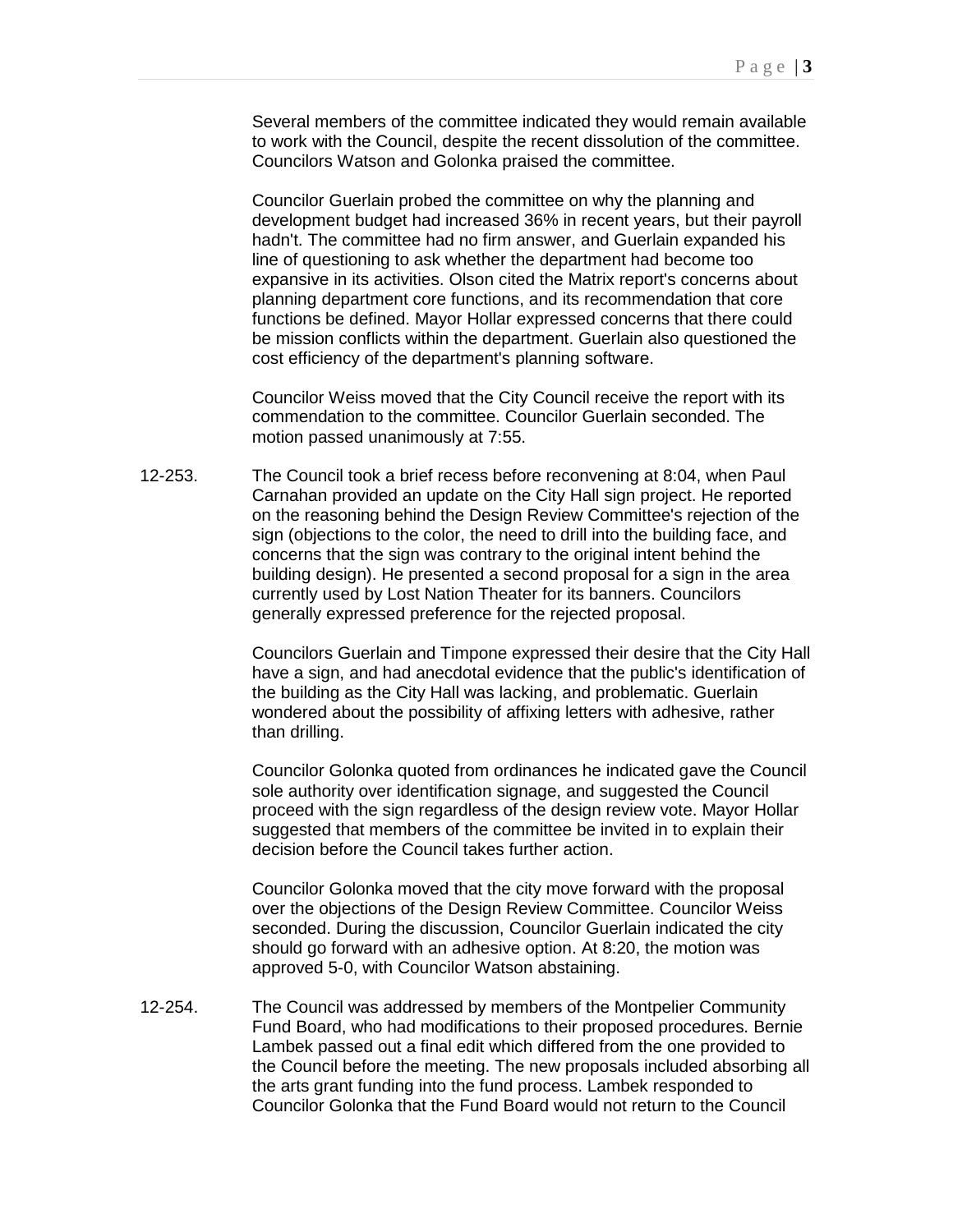Several members of the committee indicated they would remain available to work with the Council, despite the recent dissolution of the committee. Councilors Watson and Golonka praised the committee.

Councilor Guerlain probed the committee on why the planning and development budget had increased 36% in recent years, but their payroll hadn't. The committee had no firm answer, and Guerlain expanded his line of questioning to ask whether the department had become too expansive in its activities. Olson cited the Matrix report's concerns about planning department core functions, and its recommendation that core functions be defined. Mayor Hollar expressed concerns that there could be mission conflicts within the department. Guerlain also questioned the cost efficiency of the department's planning software.

Councilor Weiss moved that the City Council receive the report with its commendation to the committee. Councilor Guerlain seconded. The motion passed unanimously at 7:55.

12-253. The Council took a brief recess before reconvening at 8:04, when Paul Carnahan provided an update on the City Hall sign project. He reported on the reasoning behind the Design Review Committee's rejection of the sign (objections to the color, the need to drill into the building face, and concerns that the sign was contrary to the original intent behind the building design). He presented a second proposal for a sign in the area currently used by Lost Nation Theater for its banners. Councilors generally expressed preference for the rejected proposal.

Councilors Guerlain and Timpone expressed their desire that the City Hall have a sign, and had anecdotal evidence that the public's identification of the building as the City Hall was lacking, and problematic. Guerlain wondered about the possibility of affixing letters with adhesive, rather than drilling.

Councilor Golonka quoted from ordinances he indicated gave the Council sole authority over identification signage, and suggested the Council proceed with the sign regardless of the design review vote. Mayor Hollar suggested that members of the committee be invited in to explain their decision before the Council takes further action.

Councilor Golonka moved that the city move forward with the proposal over the objections of the Design Review Committee. Councilor Weiss seconded. During the discussion, Councilor Guerlain indicated the city should go forward with an adhesive option. At 8:20, the motion was approved 5-0, with Councilor Watson abstaining.

12-254. The Council was addressed by members of the Montpelier Community Fund Board, who had modifications to their proposed procedures. Bernie Lambek passed out a final edit which differed from the one provided to the Council before the meeting. The new proposals included absorbing all the arts grant funding into the fund process. Lambek responded to Councilor Golonka that the Fund Board would not return to the Council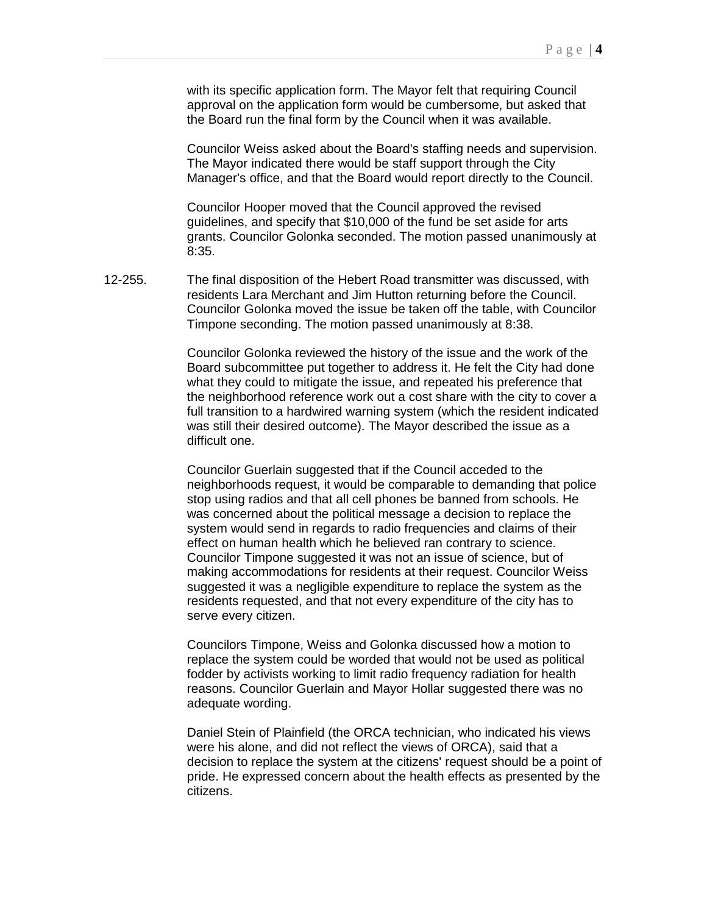with its specific application form. The Mayor felt that requiring Council approval on the application form would be cumbersome, but asked that the Board run the final form by the Council when it was available.

Councilor Weiss asked about the Board's staffing needs and supervision. The Mayor indicated there would be staff support through the City Manager's office, and that the Board would report directly to the Council.

Councilor Hooper moved that the Council approved the revised guidelines, and specify that $10,000 of the fund be set aside for arts grants. Councilor Golonka seconded. The motion passed unanimously at 8:35.

12-255. The final disposition of the Hebert Road transmitter was discussed, with residents Lara Merchant and Jim Hutton returning before the Council. Councilor Golonka moved the issue be taken off the table, with Councilor Timpone seconding. The motion passed unanimously at 8:38.

Councilor Golonka reviewed the history of the issue and the work of the Board subcommittee put together to address it. He felt the City had done what they could to mitigate the issue, and repeated his preference that the neighborhood reference work out a cost share with the city to cover a full transition to a hardwired warning system (which the resident indicated was still their desired outcome). The Mayor described the issue as a difficult one.

Councilor Guerlain suggested that if the Council acceded to the neighborhoods request, it would be comparable to demanding that police stop using radios and that all cell phones be banned from schools. He was concerned about the political message a decision to replace the system would send in regards to radio frequencies and claims of their effect on human health which he believed ran contrary to science. Councilor Timpone suggested it was not an issue of science, but of making accommodations for residents at their request. Councilor Weiss suggested it was a negligible expenditure to replace the system as the residents requested, and that not every expenditure of the city has to serve every citizen.

Councilors Timpone, Weiss and Golonka discussed how a motion to replace the system could be worded that would not be used as political fodder by activists working to limit radio frequency radiation for health reasons. Councilor Guerlain and Mayor Hollar suggested there was no adequate wording.

Daniel Stein of Plainfield (the ORCA technician, who indicated his views were his alone, and did not reflect the views of ORCA), said that a decision to replace the system at the citizens' request should be a point of pride. He expressed concern about the health effects as presented by the citizens.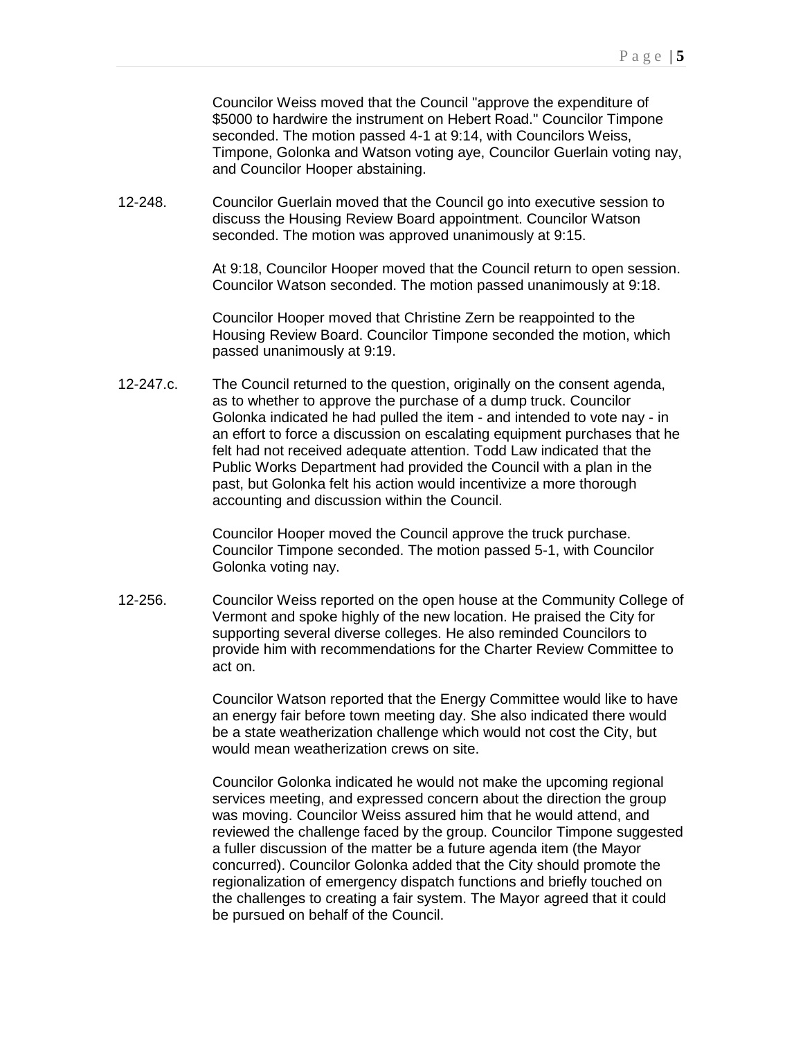Councilor Weiss moved that the Council "approve the expenditure of $5000 to hardwire the instrument on Hebert Road." Councilor Timpone seconded. The motion passed 4-1 at 9:14, with Councilors Weiss, Timpone, Golonka and Watson voting aye, Councilor Guerlain voting nay, and Councilor Hooper abstaining.

12-248. Councilor Guerlain moved that the Council go into executive session to discuss the Housing Review Board appointment. Councilor Watson seconded. The motion was approved unanimously at 9:15.

At 9:18, Councilor Hooper moved that the Council return to open session. Councilor Watson seconded. The motion passed unanimously at 9:18.

Councilor Hooper moved that Christine Zern be reappointed to the Housing Review Board. Councilor Timpone seconded the motion, which passed unanimously at 9:19.

12-247.c. The Council returned to the question, originally on the consent agenda, as to whether to approve the purchase of a dump truck. Councilor Golonka indicated he had pulled the item - and intended to vote nay - in an effort to force a discussion on escalating equipment purchases that he felt had not received adequate attention. Todd Law indicated that the Public Works Department had provided the Council with a plan in the past, but Golonka felt his action would incentivize a more thorough accounting and discussion within the Council.

Councilor Hooper moved the Council approve the truck purchase. Councilor Timpone seconded. The motion passed 5-1, with Councilor Golonka voting nay.

12-256. Councilor Weiss reported on the open house at the Community College of Vermont and spoke highly of the new location. He praised the City for supporting several diverse colleges. He also reminded Councilors to provide him with recommendations for the Charter Review Committee to act on.

Councilor Watson reported that the Energy Committee would like to have an energy fair before town meeting day. She also indicated there would be a state weatherization challenge which would not cost the City, but would mean weatherization crews on site.

Councilor Golonka indicated he would not make the upcoming regional services meeting, and expressed concern about the direction the group was moving. Councilor Weiss assured him that he would attend, and reviewed the challenge faced by the group. Councilor Timpone suggested a fuller discussion of the matter be a future agenda item (the Mayor concurred). Councilor Golonka added that the City should promote the regionalization of emergency dispatch functions and briefly touched on the challenges to creating a fair system. The Mayor agreed that it could be pursued on behalf of the Council.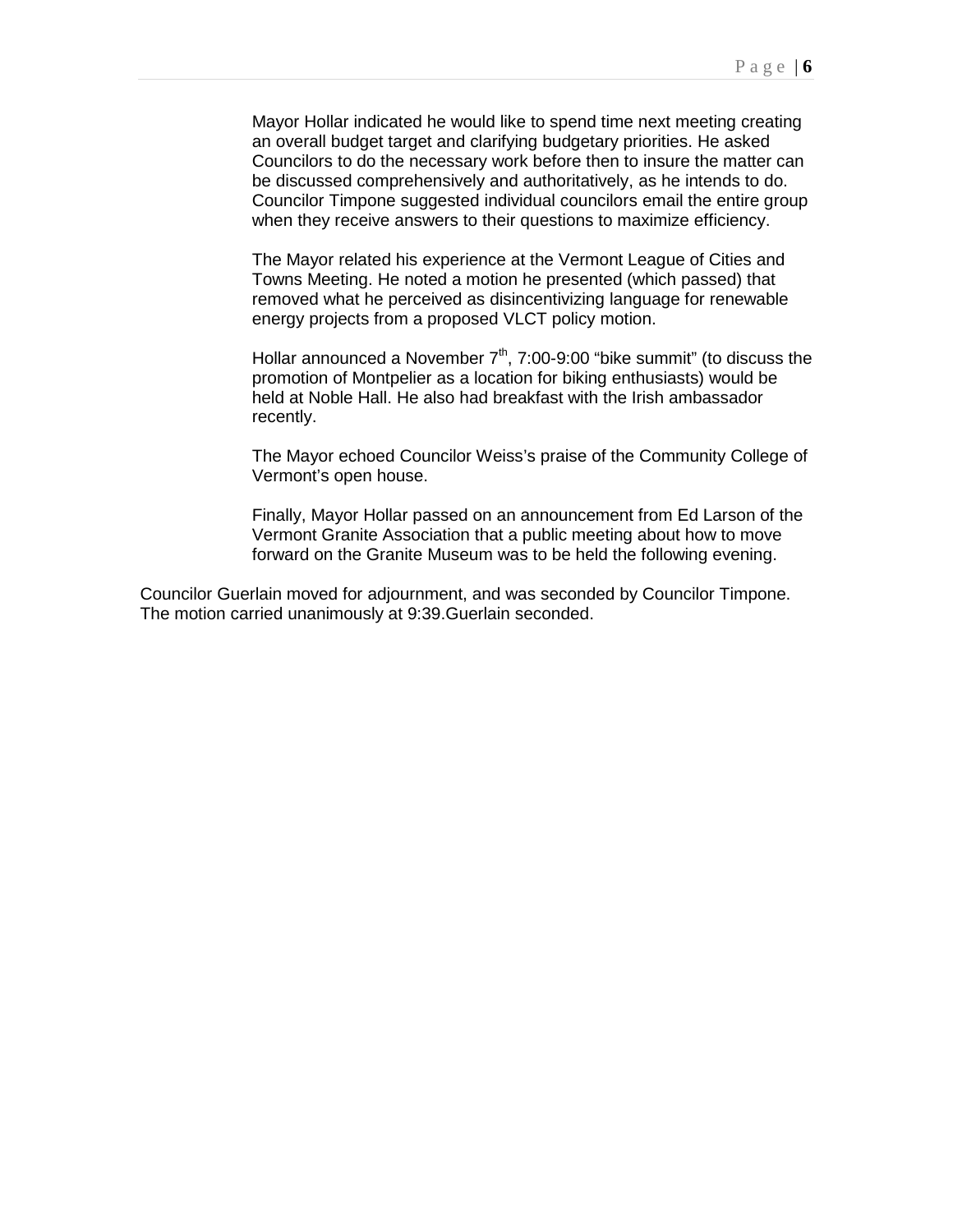Mayor Hollar indicated he would like to spend time next meeting creating an overall budget target and clarifying budgetary priorities. He asked Councilors to do the necessary work before then to insure the matter can be discussed comprehensively and authoritatively, as he intends to do. Councilor Timpone suggested individual councilors email the entire group when they receive answers to their questions to maximize efficiency.

The Mayor related his experience at the Vermont League of Cities and Towns Meeting. He noted a motion he presented (which passed) that removed what he perceived as disincentivizing language for renewable energy projects from a proposed VLCT policy motion.

Hollar announced a November 7th, 7:00-9:00 "bike summit" (to discuss the promotion of Montpelier as a location for biking enthusiasts) would be held at Noble Hall. He also had breakfast with the Irish ambassador recently.

The Mayor echoed Councilor Weiss's praise of the Community College of Vermont's open house.

Finally, Mayor Hollar passed on an announcement from Ed Larson of the Vermont Granite Association that a public meeting about how to move forward on the Granite Museum was to be held the following evening.

Councilor Guerlain moved for adjournment, and was seconded by Councilor Timpone. The motion carried unanimously at 9:39.Guerlain seconded.